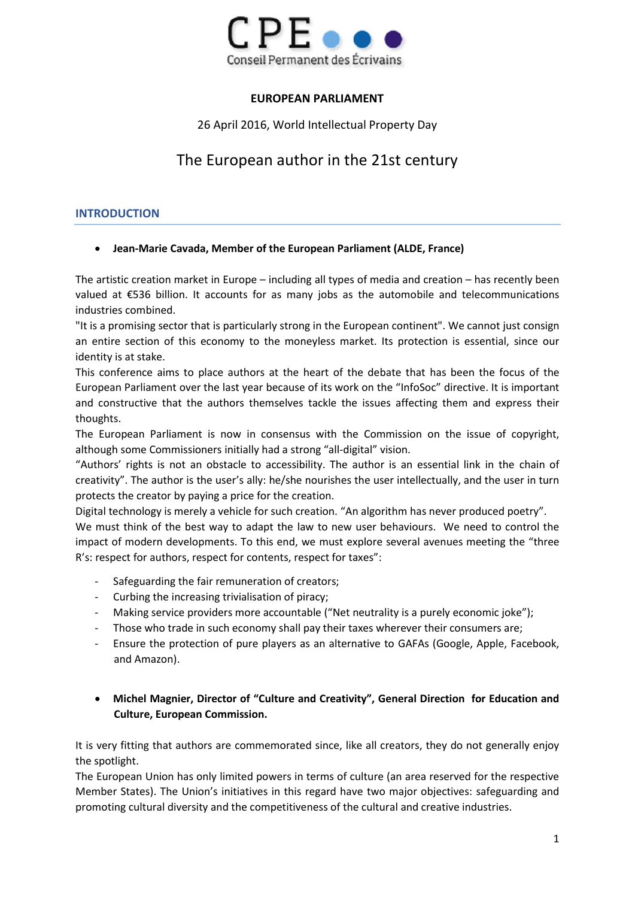CPE
Conseil Permanent des Écrivains

**EUROPEAN PARLIAMENT**

26 April 2016, World Intellectual Property Day

# The European author in the 21st century

## INTRODUCTION

- **Jean-Marie Cavada, Member of the European Parliament (ALDE, France)**

The artistic creation market in Europe – including all types of media and creation – has recently been valued at €536 billion. It accounts for as many jobs as the automobile and telecommunications industries combined.

"It is a promising sector that is particularly strong in the European continent". We cannot just consign an entire section of this economy to the moneyless market. Its protection is essential, since our identity is at stake.

This conference aims to place authors at the heart of the debate that has been the focus of the European Parliament over the last year because of its work on the "InfoSoc" directive. It is important and constructive that the authors themselves tackle the issues affecting them and express their thoughts.

The European Parliament is now in consensus with the Commission on the issue of copyright, although some Commissioners initially had a strong "all-digital" vision.

"Authors' rights is not an obstacle to accessibility. The author is an essential link in the chain of creativity". The author is the user's ally: he/she nourishes the user intellectually, and the user in turn protects the creator by paying a price for the creation.

Digital technology is merely a vehicle for such creation. "An algorithm has never produced poetry".

We must think of the best way to adapt the law to new user behaviours. We need to control the impact of modern developments. To this end, we must explore several avenues meeting the "three R's: respect for authors, respect for contents, respect for taxes":

- Safeguarding the fair remuneration of creators;
- Curbing the increasing trivialisation of piracy;
- Making service providers more accountable ("Net neutrality is a purely economic joke");
- Those who trade in such economy shall pay their taxes wherever their consumers are;
- Ensure the protection of pure players as an alternative to GAFAs (Google, Apple, Facebook, and Amazon).

- **Michel Magnier, Director of "Culture and Creativity", General Direction for Education and Culture, European Commission.**

It is very fitting that authors are commemorated since, like all creators, they do not generally enjoy the spotlight.

The European Union has only limited powers in terms of culture (an area reserved for the respective Member States). The Union's initiatives in this regard have two major objectives: safeguarding and promoting cultural diversity and the competitiveness of the cultural and creative industries.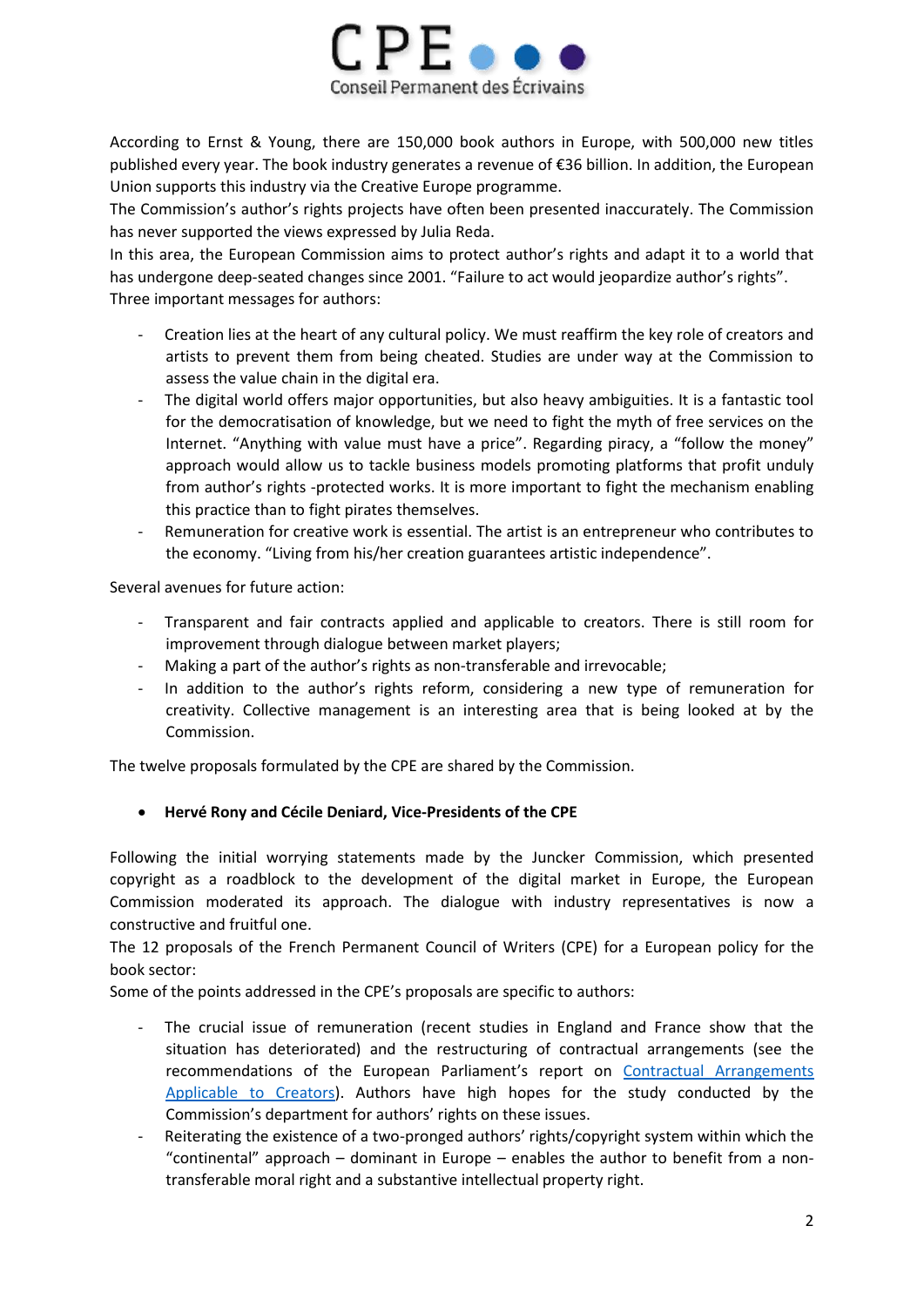According to Ernst & Young, there are 150,000 book authors in Europe, with 500,000 new titles published every year. The book industry generates a revenue of €36 billion. In addition, the European Union supports this industry via the Creative Europe programme.
The Commission's author's rights projects have often been presented inaccurately. The Commission has never supported the views expressed by Julia Reda.
In this area, the European Commission aims to protect author's rights and adapt it to a world that has undergone deep-seated changes since 2001. "Failure to act would jeopardize author's rights".
Three important messages for authors:

- Creation lies at the heart of any cultural policy. We must reaffirm the key role of creators and artists to prevent them from being cheated. Studies are under way at the Commission to assess the value chain in the digital era.
- The digital world offers major opportunities, but also heavy ambiguities. It is a fantastic tool for the democratisation of knowledge, but we need to fight the myth of free services on the Internet. "Anything with value must have a price". Regarding piracy, a "follow the money" approach would allow us to tackle business models promoting platforms that profit unduly from author's rights -protected works. It is more important to fight the mechanism enabling this practice than to fight pirates themselves.
- Remuneration for creative work is essential. The artist is an entrepreneur who contributes to the economy. "Living from his/her creation guarantees artistic independence".

Several avenues for future action:

- Transparent and fair contracts applied and applicable to creators. There is still room for improvement through dialogue between market players;
- Making a part of the author's rights as non-transferable and irrevocable;
- In addition to the author's rights reform, considering a new type of remuneration for creativity. Collective management is an interesting area that is being looked at by the Commission.

The twelve proposals formulated by the CPE are shared by the Commission.

- **Hervé Rony and Cécile Deniard, Vice-Presidents of the CPE**

Following the initial worrying statements made by the Juncker Commission, which presented copyright as a roadblock to the development of the digital market in Europe, the European Commission moderated its approach. The dialogue with industry representatives is now a constructive and fruitful one.
The 12 proposals of the French Permanent Council of Writers (CPE) for a European policy for the book sector:
Some of the points addressed in the CPE's proposals are specific to authors:

- The crucial issue of remuneration (recent studies in England and France show that the situation has deteriorated) and the restructuring of contractual arrangements (see the recommendations of the European Parliament's report on Contractual Arrangements Applicable to Creators). Authors have high hopes for the study conducted by the Commission's department for authors' rights on these issues.
- Reiterating the existence of a two-pronged authors' rights/copyright system within which the "continental" approach – dominant in Europe – enables the author to benefit from a non-transferable moral right and a substantive intellectual property right.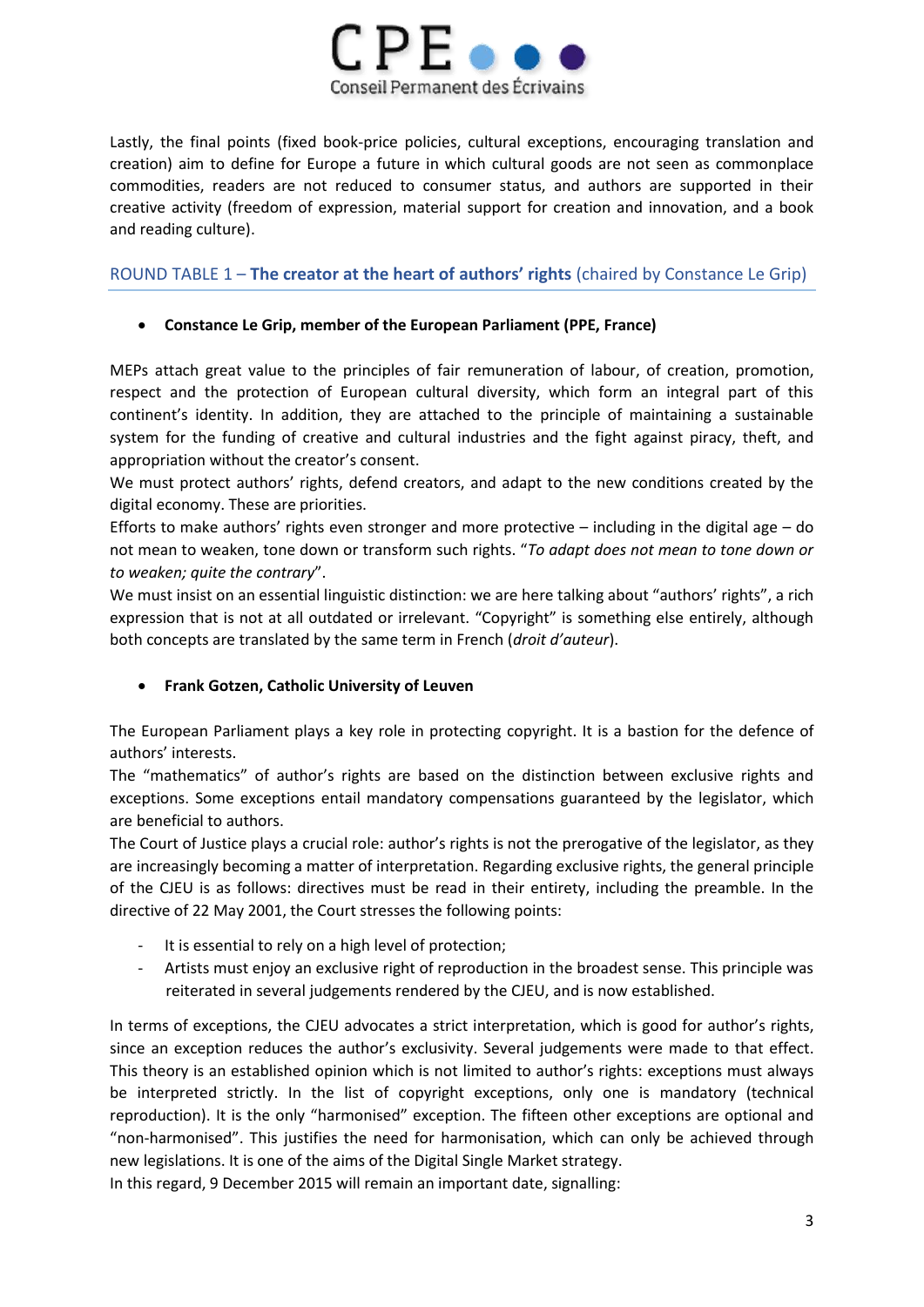Lastly, the final points (fixed book-price policies, cultural exceptions, encouraging translation and creation) aim to define for Europe a future in which cultural goods are not seen as commonplace commodities, readers are not reduced to consumer status, and authors are supported in their creative activity (freedom of expression, material support for creation and innovation, and a book and reading culture).

## ROUND TABLE 1 – **The creator at the heart of authors' rights** (chaired by Constance Le Grip)

- **Constance Le Grip, member of the European Parliament (PPE, France)**

MEPs attach great value to the principles of fair remuneration of labour, of creation, promotion, respect and the protection of European cultural diversity, which form an integral part of this continent's identity. In addition, they are attached to the principle of maintaining a sustainable system for the funding of creative and cultural industries and the fight against piracy, theft, and appropriation without the creator's consent.

We must protect authors' rights, defend creators, and adapt to the new conditions created by the digital economy. These are priorities.

Efforts to make authors' rights even stronger and more protective – including in the digital age – do not mean to weaken, tone down or transform such rights. "*To adapt does not mean to tone down or to weaken; quite the contrary*".

We must insist on an essential linguistic distinction: we are here talking about "authors' rights", a rich expression that is not at all outdated or irrelevant. "Copyright" is something else entirely, although both concepts are translated by the same term in French (*droit d'auteur*).

- **Frank Gotzen, Catholic University of Leuven**

The European Parliament plays a key role in protecting copyright. It is a bastion for the defence of authors' interests.

The "mathematics" of author's rights are based on the distinction between exclusive rights and exceptions. Some exceptions entail mandatory compensations guaranteed by the legislator, which are beneficial to authors.

The Court of Justice plays a crucial role: author's rights is not the prerogative of the legislator, as they are increasingly becoming a matter of interpretation. Regarding exclusive rights, the general principle of the CJEU is as follows: directives must be read in their entirety, including the preamble. In the directive of 22 May 2001, the Court stresses the following points:

- It is essential to rely on a high level of protection;
- Artists must enjoy an exclusive right of reproduction in the broadest sense. This principle was reiterated in several judgements rendered by the CJEU, and is now established.

In terms of exceptions, the CJEU advocates a strict interpretation, which is good for author's rights, since an exception reduces the author's exclusivity. Several judgements were made to that effect. This theory is an established opinion which is not limited to author's rights: exceptions must always be interpreted strictly. In the list of copyright exceptions, only one is mandatory (technical reproduction). It is the only "harmonised" exception. The fifteen other exceptions are optional and "non-harmonised". This justifies the need for harmonisation, which can only be achieved through new legislations. It is one of the aims of the Digital Single Market strategy.

In this regard, 9 December 2015 will remain an important date, signalling: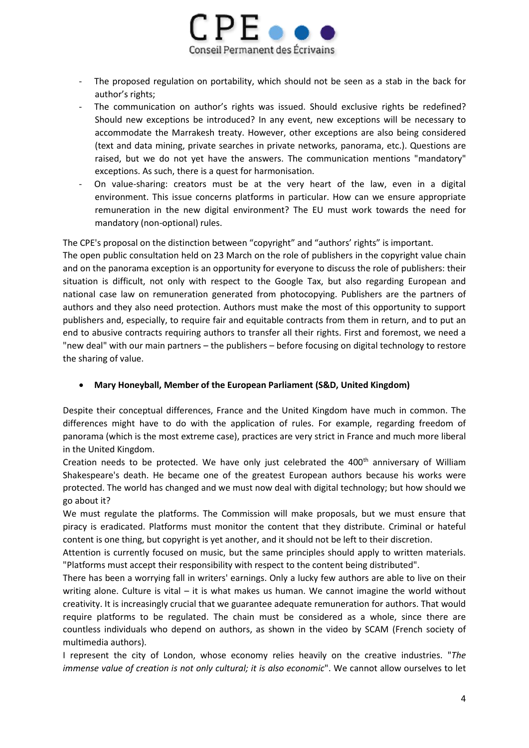- The proposed regulation on portability, which should not be seen as a stab in the back for author's rights;
- The communication on author's rights was issued. Should exclusive rights be redefined? Should new exceptions be introduced? In any event, new exceptions will be necessary to accommodate the Marrakesh treaty. However, other exceptions are also being considered (text and data mining, private searches in private networks, panorama, etc.). Questions are raised, but we do not yet have the answers. The communication mentions "mandatory" exceptions. As such, there is a quest for harmonisation.
- On value-sharing: creators must be at the very heart of the law, even in a digital environment. This issue concerns platforms in particular. How can we ensure appropriate remuneration in the new digital environment? The EU must work towards the need for mandatory (non-optional) rules.

The CPE's proposal on the distinction between "copyright" and "authors' rights" is important.
The open public consultation held on 23 March on the role of publishers in the copyright value chain and on the panorama exception is an opportunity for everyone to discuss the role of publishers: their situation is difficult, not only with respect to the Google Tax, but also regarding European and national case law on remuneration generated from photocopying. Publishers are the partners of authors and they also need protection. Authors must make the most of this opportunity to support publishers and, especially, to require fair and equitable contracts from them in return, and to put an end to abusive contracts requiring authors to transfer all their rights. First and foremost, we need a "new deal" with our main partners – the publishers – before focusing on digital technology to restore the sharing of value.

- **Mary Honeyball, Member of the European Parliament (S&D, United Kingdom)**

Despite their conceptual differences, France and the United Kingdom have much in common. The differences might have to do with the application of rules. For example, regarding freedom of panorama (which is the most extreme case), practices are very strict in France and much more liberal in the United Kingdom.
Creation needs to be protected. We have only just celebrated the 400th anniversary of William Shakespeare's death. He became one of the greatest European authors because his works were protected. The world has changed and we must now deal with digital technology; but how should we go about it?
We must regulate the platforms. The Commission will make proposals, but we must ensure that piracy is eradicated. Platforms must monitor the content that they distribute. Criminal or hateful content is one thing, but copyright is yet another, and it should not be left to their discretion.
Attention is currently focused on music, but the same principles should apply to written materials. "Platforms must accept their responsibility with respect to the content being distributed".
There has been a worrying fall in writers' earnings. Only a lucky few authors are able to live on their writing alone. Culture is vital – it is what makes us human. We cannot imagine the world without creativity. It is increasingly crucial that we guarantee adequate remuneration for authors. That would require platforms to be regulated. The chain must be considered as a whole, since there are countless individuals who depend on authors, as shown in the video by SCAM (French society of multimedia authors).
I represent the city of London, whose economy relies heavily on the creative industries. "*The immense value of creation is not only cultural; it is also economic*". We cannot allow ourselves to let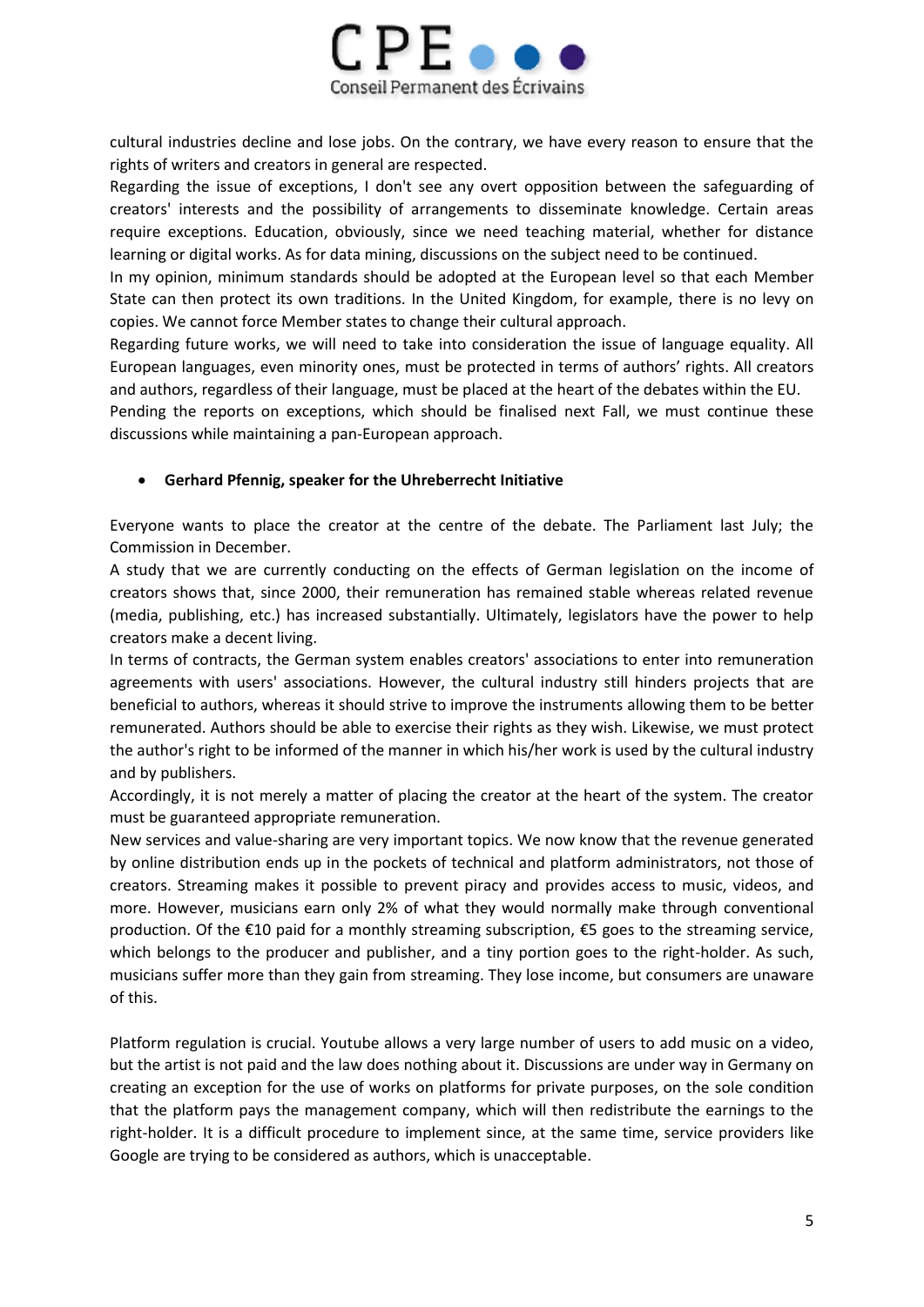cultural industries decline and lose jobs. On the contrary, we have every reason to ensure that the rights of writers and creators in general are respected.

Regarding the issue of exceptions, I don't see any overt opposition between the safeguarding of creators' interests and the possibility of arrangements to disseminate knowledge. Certain areas require exceptions. Education, obviously, since we need teaching material, whether for distance learning or digital works. As for data mining, discussions on the subject need to be continued.

In my opinion, minimum standards should be adopted at the European level so that each Member State can then protect its own traditions. In the United Kingdom, for example, there is no levy on copies. We cannot force Member states to change their cultural approach.

Regarding future works, we will need to take into consideration the issue of language equality. All European languages, even minority ones, must be protected in terms of authors' rights. All creators and authors, regardless of their language, must be placed at the heart of the debates within the EU.

Pending the reports on exceptions, which should be finalised next Fall, we must continue these discussions while maintaining a pan-European approach.

- **Gerhard Pfennig, speaker for the Uhreberrecht Initiative**

Everyone wants to place the creator at the centre of the debate. The Parliament last July; the Commission in December.

A study that we are currently conducting on the effects of German legislation on the income of creators shows that, since 2000, their remuneration has remained stable whereas related revenue (media, publishing, etc.) has increased substantially. Ultimately, legislators have the power to help creators make a decent living.

In terms of contracts, the German system enables creators' associations to enter into remuneration agreements with users' associations. However, the cultural industry still hinders projects that are beneficial to authors, whereas it should strive to improve the instruments allowing them to be better remunerated. Authors should be able to exercise their rights as they wish. Likewise, we must protect the author's right to be informed of the manner in which his/her work is used by the cultural industry and by publishers.

Accordingly, it is not merely a matter of placing the creator at the heart of the system. The creator must be guaranteed appropriate remuneration.

New services and value-sharing are very important topics. We now know that the revenue generated by online distribution ends up in the pockets of technical and platform administrators, not those of creators. Streaming makes it possible to prevent piracy and provides access to music, videos, and more. However, musicians earn only 2% of what they would normally make through conventional production. Of the €10 paid for a monthly streaming subscription, €5 goes to the streaming service, which belongs to the producer and publisher, and a tiny portion goes to the right-holder. As such, musicians suffer more than they gain from streaming. They lose income, but consumers are unaware of this.

Platform regulation is crucial. Youtube allows a very large number of users to add music on a video, but the artist is not paid and the law does nothing about it. Discussions are under way in Germany on creating an exception for the use of works on platforms for private purposes, on the sole condition that the platform pays the management company, which will then redistribute the earnings to the right-holder. It is a difficult procedure to implement since, at the same time, service providers like Google are trying to be considered as authors, which is unacceptable.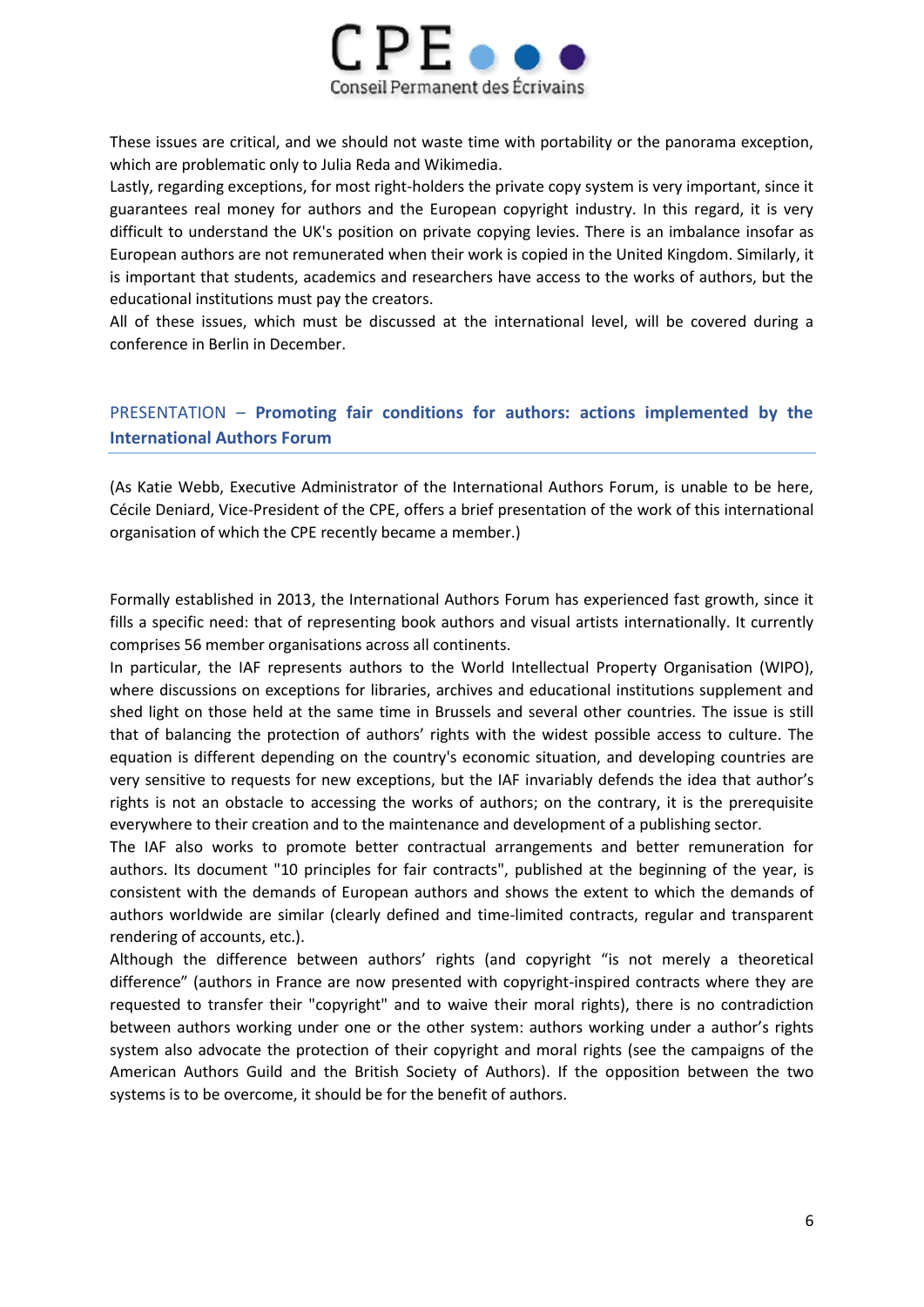These issues are critical, and we should not waste time with portability or the panorama exception, which are problematic only to Julia Reda and Wikimedia.

Lastly, regarding exceptions, for most right-holders the private copy system is very important, since it guarantees real money for authors and the European copyright industry. In this regard, it is very difficult to understand the UK's position on private copying levies. There is an imbalance insofar as European authors are not remunerated when their work is copied in the United Kingdom. Similarly, it is important that students, academics and researchers have access to the works of authors, but the educational institutions must pay the creators.

All of these issues, which must be discussed at the international level, will be covered during a conference in Berlin in December.

## PRESENTATION – **Promoting fair conditions for authors: actions implemented by the International Authors Forum**

(As Katie Webb, Executive Administrator of the International Authors Forum, is unable to be here, Cécile Deniard, Vice-President of the CPE, offers a brief presentation of the work of this international organisation of which the CPE recently became a member.)

Formally established in 2013, the International Authors Forum has experienced fast growth, since it fills a specific need: that of representing book authors and visual artists internationally. It currently comprises 56 member organisations across all continents.

In particular, the IAF represents authors to the World Intellectual Property Organisation (WIPO), where discussions on exceptions for libraries, archives and educational institutions supplement and shed light on those held at the same time in Brussels and several other countries. The issue is still that of balancing the protection of authors' rights with the widest possible access to culture. The equation is different depending on the country's economic situation, and developing countries are very sensitive to requests for new exceptions, but the IAF invariably defends the idea that author's rights is not an obstacle to accessing the works of authors; on the contrary, it is the prerequisite everywhere to their creation and to the maintenance and development of a publishing sector.

The IAF also works to promote better contractual arrangements and better remuneration for authors. Its document "10 principles for fair contracts", published at the beginning of the year, is consistent with the demands of European authors and shows the extent to which the demands of authors worldwide are similar (clearly defined and time-limited contracts, regular and transparent rendering of accounts, etc.).

Although the difference between authors' rights (and copyright "is not merely a theoretical difference" (authors in France are now presented with copyright-inspired contracts where they are requested to transfer their "copyright" and to waive their moral rights), there is no contradiction between authors working under one or the other system: authors working under a author's rights system also advocate the protection of their copyright and moral rights (see the campaigns of the American Authors Guild and the British Society of Authors). If the opposition between the two systems is to be overcome, it should be for the benefit of authors.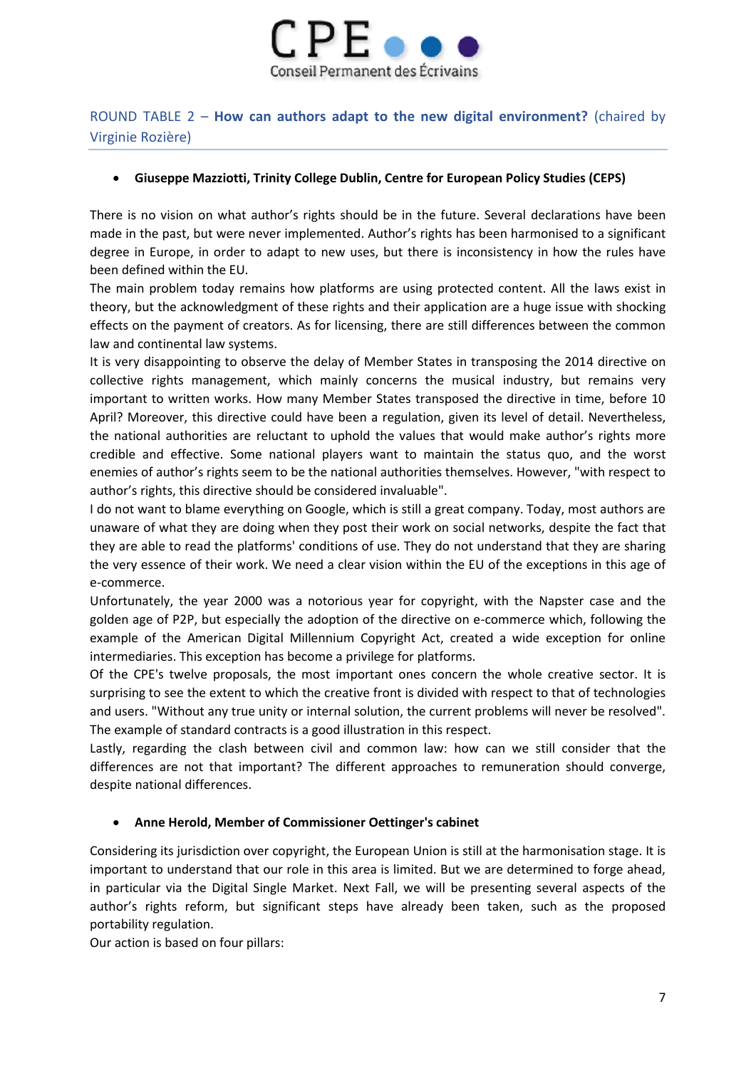## ROUND TABLE 2 – **How can authors adapt to the new digital environment?** (chaired by Virginie Rozière)

- **Giuseppe Mazziotti, Trinity College Dublin, Centre for European Policy Studies (CEPS)**

There is no vision on what author's rights should be in the future. Several declarations have been made in the past, but were never implemented. Author's rights has been harmonised to a significant degree in Europe, in order to adapt to new uses, but there is inconsistency in how the rules have been defined within the EU.

The main problem today remains how platforms are using protected content. All the laws exist in theory, but the acknowledgment of these rights and their application are a huge issue with shocking effects on the payment of creators. As for licensing, there are still differences between the common law and continental law systems.

It is very disappointing to observe the delay of Member States in transposing the 2014 directive on collective rights management, which mainly concerns the musical industry, but remains very important to written works. How many Member States transposed the directive in time, before 10 April? Moreover, this directive could have been a regulation, given its level of detail. Nevertheless, the national authorities are reluctant to uphold the values that would make author's rights more credible and effective. Some national players want to maintain the status quo, and the worst enemies of author's rights seem to be the national authorities themselves. However, "with respect to author's rights, this directive should be considered invaluable".

I do not want to blame everything on Google, which is still a great company. Today, most authors are unaware of what they are doing when they post their work on social networks, despite the fact that they are able to read the platforms' conditions of use. They do not understand that they are sharing the very essence of their work. We need a clear vision within the EU of the exceptions in this age of e-commerce.

Unfortunately, the year 2000 was a notorious year for copyright, with the Napster case and the golden age of P2P, but especially the adoption of the directive on e-commerce which, following the example of the American Digital Millennium Copyright Act, created a wide exception for online intermediaries. This exception has become a privilege for platforms.

Of the CPE's twelve proposals, the most important ones concern the whole creative sector. It is surprising to see the extent to which the creative front is divided with respect to that of technologies and users. "Without any true unity or internal solution, the current problems will never be resolved". The example of standard contracts is a good illustration in this respect.

Lastly, regarding the clash between civil and common law: how can we still consider that the differences are not that important? The different approaches to remuneration should converge, despite national differences.

- **Anne Herold, Member of Commissioner Oettinger's cabinet**

Considering its jurisdiction over copyright, the European Union is still at the harmonisation stage. It is important to understand that our role in this area is limited. But we are determined to forge ahead, in particular via the Digital Single Market. Next Fall, we will be presenting several aspects of the author's rights reform, but significant steps have already been taken, such as the proposed portability regulation.

Our action is based on four pillars: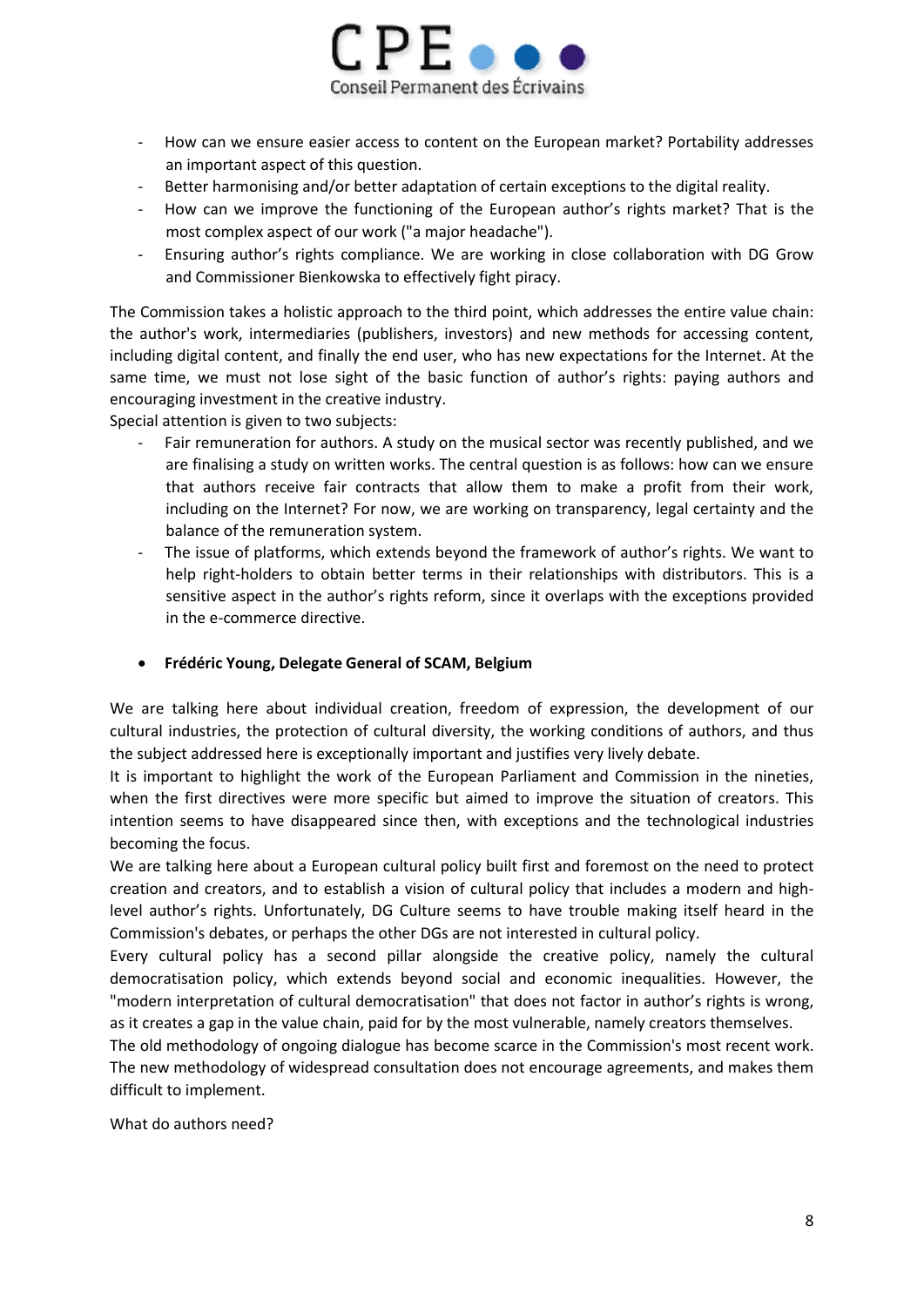- How can we ensure easier access to content on the European market? Portability addresses an important aspect of this question.
- Better harmonising and/or better adaptation of certain exceptions to the digital reality.
- How can we improve the functioning of the European author's rights market? That is the most complex aspect of our work ("a major headache").
- Ensuring author's rights compliance. We are working in close collaboration with DG Grow and Commissioner Bienkowska to effectively fight piracy.

The Commission takes a holistic approach to the third point, which addresses the entire value chain: the author's work, intermediaries (publishers, investors) and new methods for accessing content, including digital content, and finally the end user, who has new expectations for the Internet. At the same time, we must not lose sight of the basic function of author's rights: paying authors and encouraging investment in the creative industry.

Special attention is given to two subjects:

- Fair remuneration for authors. A study on the musical sector was recently published, and we are finalising a study on written works. The central question is as follows: how can we ensure that authors receive fair contracts that allow them to make a profit from their work, including on the Internet? For now, we are working on transparency, legal certainty and the balance of the remuneration system.
- The issue of platforms, which extends beyond the framework of author's rights. We want to help right-holders to obtain better terms in their relationships with distributors. This is a sensitive aspect in the author's rights reform, since it overlaps with the exceptions provided in the e-commerce directive.

- **Frédéric Young, Delegate General of SCAM, Belgium**

We are talking here about individual creation, freedom of expression, the development of our cultural industries, the protection of cultural diversity, the working conditions of authors, and thus the subject addressed here is exceptionally important and justifies very lively debate.

It is important to highlight the work of the European Parliament and Commission in the nineties, when the first directives were more specific but aimed to improve the situation of creators. This intention seems to have disappeared since then, with exceptions and the technological industries becoming the focus.

We are talking here about a European cultural policy built first and foremost on the need to protect creation and creators, and to establish a vision of cultural policy that includes a modern and high-level author's rights. Unfortunately, DG Culture seems to have trouble making itself heard in the Commission's debates, or perhaps the other DGs are not interested in cultural policy.

Every cultural policy has a second pillar alongside the creative policy, namely the cultural democratisation policy, which extends beyond social and economic inequalities. However, the "modern interpretation of cultural democratisation" that does not factor in author's rights is wrong, as it creates a gap in the value chain, paid for by the most vulnerable, namely creators themselves.

The old methodology of ongoing dialogue has become scarce in the Commission's most recent work. The new methodology of widespread consultation does not encourage agreements, and makes them difficult to implement.

What do authors need?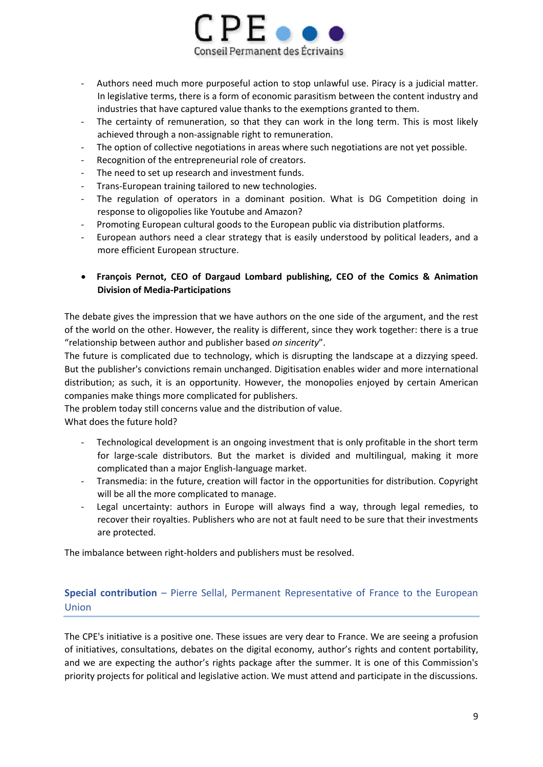- Authors need much more purposeful action to stop unlawful use. Piracy is a judicial matter. In legislative terms, there is a form of economic parasitism between the content industry and industries that have captured value thanks to the exemptions granted to them.
- The certainty of remuneration, so that they can work in the long term. This is most likely achieved through a non-assignable right to remuneration.
- The option of collective negotiations in areas where such negotiations are not yet possible.
- Recognition of the entrepreneurial role of creators.
- The need to set up research and investment funds.
- Trans-European training tailored to new technologies.
- The regulation of operators in a dominant position. What is DG Competition doing in response to oligopolies like Youtube and Amazon?
- Promoting European cultural goods to the European public via distribution platforms.
- European authors need a clear strategy that is easily understood by political leaders, and a more efficient European structure.

- **François Pernot, CEO of Dargaud Lombard publishing, CEO of the Comics & Animation Division of Media-Participations**

The debate gives the impression that we have authors on the one side of the argument, and the rest of the world on the other. However, the reality is different, since they work together: there is a true "relationship between author and publisher based *on sincerity*".

The future is complicated due to technology, which is disrupting the landscape at a dizzying speed. But the publisher's convictions remain unchanged. Digitisation enables wider and more international distribution; as such, it is an opportunity. However, the monopolies enjoyed by certain American companies make things more complicated for publishers.

The problem today still concerns value and the distribution of value.

What does the future hold?

- Technological development is an ongoing investment that is only profitable in the short term for large-scale distributors. But the market is divided and multilingual, making it more complicated than a major English-language market.
- Transmedia: in the future, creation will factor in the opportunities for distribution. Copyright will be all the more complicated to manage.
- Legal uncertainty: authors in Europe will always find a way, through legal remedies, to recover their royalties. Publishers who are not at fault need to be sure that their investments are protected.

The imbalance between right-holders and publishers must be resolved.

## **Special contribution** – Pierre Sellal, Permanent Representative of France to the European Union

The CPE's initiative is a positive one. These issues are very dear to France. We are seeing a profusion of initiatives, consultations, debates on the digital economy, author's rights and content portability, and we are expecting the author's rights package after the summer. It is one of this Commission's priority projects for political and legislative action. We must attend and participate in the discussions.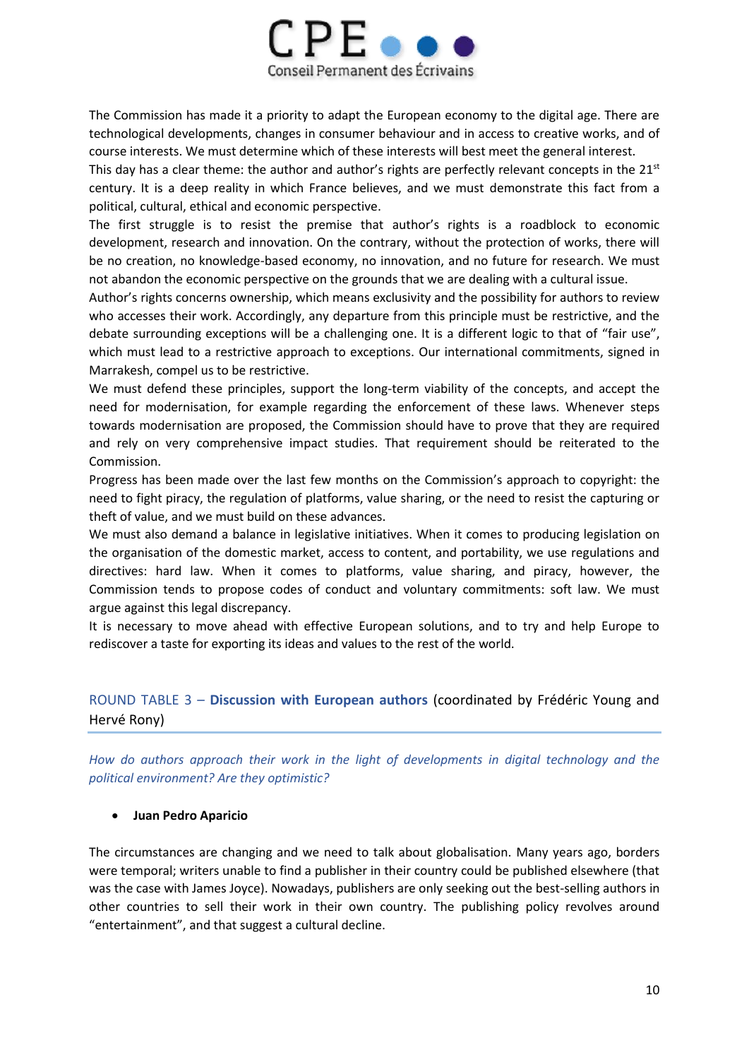The Commission has made it a priority to adapt the European economy to the digital age. There are technological developments, changes in consumer behaviour and in access to creative works, and of course interests. We must determine which of these interests will best meet the general interest.

This day has a clear theme: the author and author's rights are perfectly relevant concepts in the 21st century. It is a deep reality in which France believes, and we must demonstrate this fact from a political, cultural, ethical and economic perspective.

The first struggle is to resist the premise that author's rights is a roadblock to economic development, research and innovation. On the contrary, without the protection of works, there will be no creation, no knowledge-based economy, no innovation, and no future for research. We must not abandon the economic perspective on the grounds that we are dealing with a cultural issue.

Author's rights concerns ownership, which means exclusivity and the possibility for authors to review who accesses their work. Accordingly, any departure from this principle must be restrictive, and the debate surrounding exceptions will be a challenging one. It is a different logic to that of "fair use", which must lead to a restrictive approach to exceptions. Our international commitments, signed in Marrakesh, compel us to be restrictive.

We must defend these principles, support the long-term viability of the concepts, and accept the need for modernisation, for example regarding the enforcement of these laws. Whenever steps towards modernisation are proposed, the Commission should have to prove that they are required and rely on very comprehensive impact studies. That requirement should be reiterated to the Commission.

Progress has been made over the last few months on the Commission's approach to copyright: the need to fight piracy, the regulation of platforms, value sharing, or the need to resist the capturing or theft of value, and we must build on these advances.

We must also demand a balance in legislative initiatives. When it comes to producing legislation on the organisation of the domestic market, access to content, and portability, we use regulations and directives: hard law. When it comes to platforms, value sharing, and piracy, however, the Commission tends to propose codes of conduct and voluntary commitments: soft law. We must argue against this legal discrepancy.

It is necessary to move ahead with effective European solutions, and to try and help Europe to rediscover a taste for exporting its ideas and values to the rest of the world.

## ROUND TABLE 3 – **Discussion with European authors** (coordinated by Frédéric Young and Hervé Rony)

*How do authors approach their work in the light of developments in digital technology and the political environment? Are they optimistic?*

- **Juan Pedro Aparicio**

The circumstances are changing and we need to talk about globalisation. Many years ago, borders were temporal; writers unable to find a publisher in their country could be published elsewhere (that was the case with James Joyce). Nowadays, publishers are only seeking out the best-selling authors in other countries to sell their work in their own country. The publishing policy revolves around "entertainment", and that suggest a cultural decline.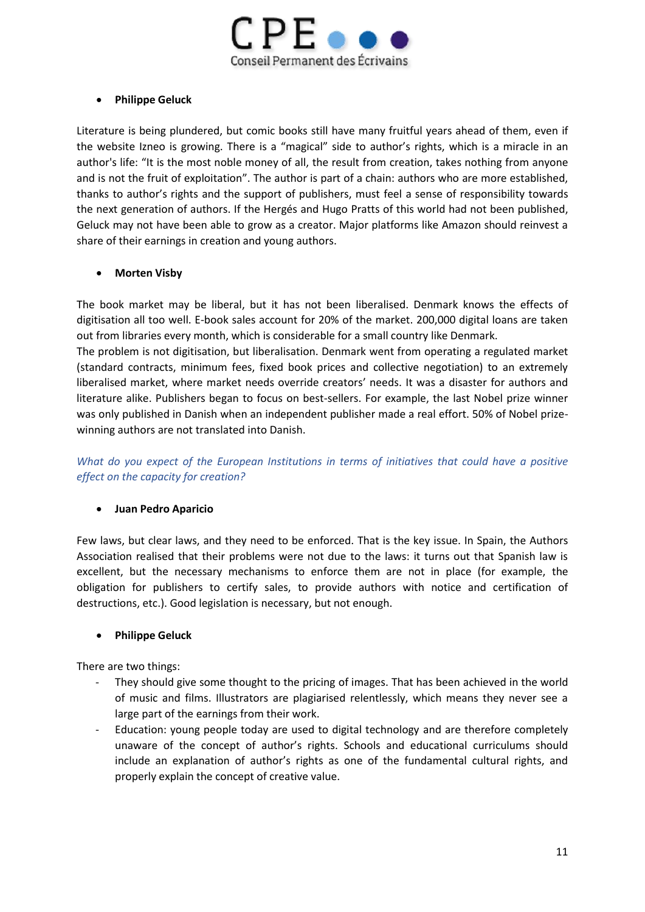- **Philippe Geluck**

Literature is being plundered, but comic books still have many fruitful years ahead of them, even if the website Izneo is growing. There is a "magical" side to author's rights, which is a miracle in an author's life: "It is the most noble money of all, the result from creation, takes nothing from anyone and is not the fruit of exploitation". The author is part of a chain: authors who are more established, thanks to author's rights and the support of publishers, must feel a sense of responsibility towards the next generation of authors. If the Hergés and Hugo Pratts of this world had not been published, Geluck may not have been able to grow as a creator. Major platforms like Amazon should reinvest a share of their earnings in creation and young authors.

- **Morten Visby**

The book market may be liberal, but it has not been liberalised. Denmark knows the effects of digitisation all too well. E-book sales account for 20% of the market. 200,000 digital loans are taken out from libraries every month, which is considerable for a small country like Denmark.
The problem is not digitisation, but liberalisation. Denmark went from operating a regulated market (standard contracts, minimum fees, fixed book prices and collective negotiation) to an extremely liberalised market, where market needs override creators' needs. It was a disaster for authors and literature alike. Publishers began to focus on best-sellers. For example, the last Nobel prize winner was only published in Danish when an independent publisher made a real effort. 50% of Nobel prize-winning authors are not translated into Danish.

*What do you expect of the European Institutions in terms of initiatives that could have a positive effect on the capacity for creation?*

- **Juan Pedro Aparicio**

Few laws, but clear laws, and they need to be enforced. That is the key issue. In Spain, the Authors Association realised that their problems were not due to the laws: it turns out that Spanish law is excellent, but the necessary mechanisms to enforce them are not in place (for example, the obligation for publishers to certify sales, to provide authors with notice and certification of destructions, etc.). Good legislation is necessary, but not enough.

- **Philippe Geluck**

There are two things:

- They should give some thought to the pricing of images. That has been achieved in the world of music and films. Illustrators are plagiarised relentlessly, which means they never see a large part of the earnings from their work.
- Education: young people today are used to digital technology and are therefore completely unaware of the concept of author's rights. Schools and educational curriculums should include an explanation of author's rights as one of the fundamental cultural rights, and properly explain the concept of creative value.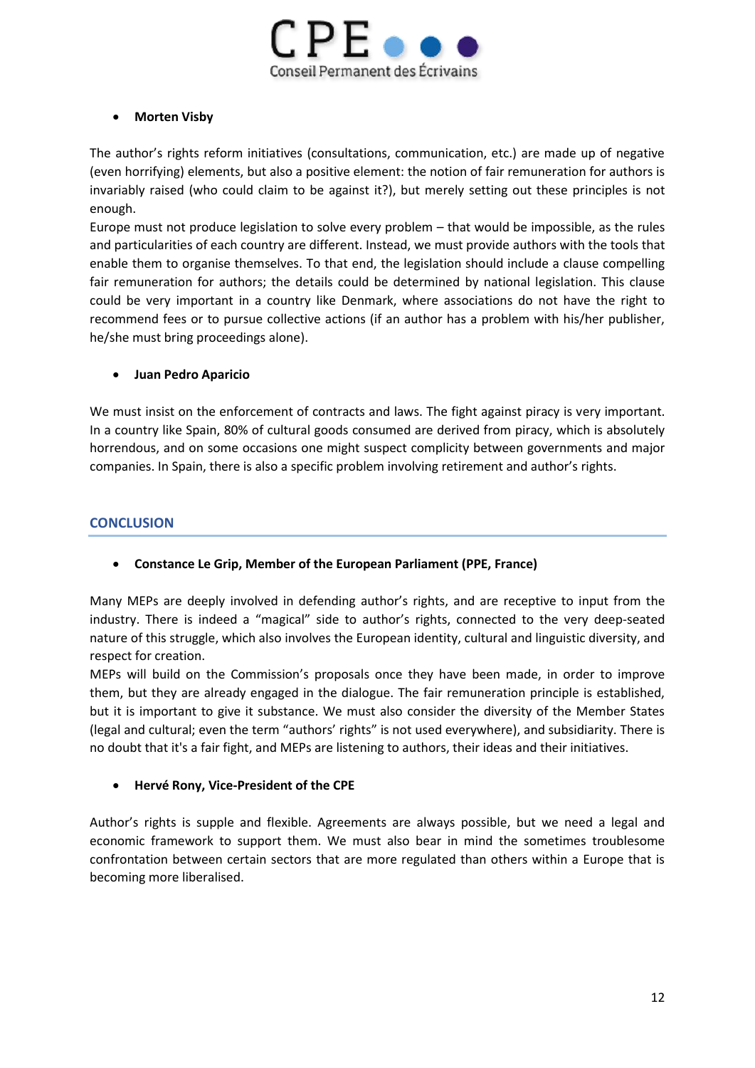- **Morten Visby**

The author's rights reform initiatives (consultations, communication, etc.) are made up of negative (even horrifying) elements, but also a positive element: the notion of fair remuneration for authors is invariably raised (who could claim to be against it?), but merely setting out these principles is not enough.
Europe must not produce legislation to solve every problem – that would be impossible, as the rules and particularities of each country are different. Instead, we must provide authors with the tools that enable them to organise themselves. To that end, the legislation should include a clause compelling fair remuneration for authors; the details could be determined by national legislation. This clause could be very important in a country like Denmark, where associations do not have the right to recommend fees or to pursue collective actions (if an author has a problem with his/her publisher, he/she must bring proceedings alone).

- **Juan Pedro Aparicio**

We must insist on the enforcement of contracts and laws. The fight against piracy is very important. In a country like Spain, 80% of cultural goods consumed are derived from piracy, which is absolutely horrendous, and on some occasions one might suspect complicity between governments and major companies. In Spain, there is also a specific problem involving retirement and author's rights.

## CONCLUSION

- **Constance Le Grip, Member of the European Parliament (PPE, France)**

Many MEPs are deeply involved in defending author's rights, and are receptive to input from the industry. There is indeed a "magical" side to author's rights, connected to the very deep-seated nature of this struggle, which also involves the European identity, cultural and linguistic diversity, and respect for creation.
MEPs will build on the Commission's proposals once they have been made, in order to improve them, but they are already engaged in the dialogue. The fair remuneration principle is established, but it is important to give it substance. We must also consider the diversity of the Member States (legal and cultural; even the term "authors' rights" is not used everywhere), and subsidiarity. There is no doubt that it's a fair fight, and MEPs are listening to authors, their ideas and their initiatives.

- **Hervé Rony, Vice-President of the CPE**

Author's rights is supple and flexible. Agreements are always possible, but we need a legal and economic framework to support them. We must also bear in mind the sometimes troublesome confrontation between certain sectors that are more regulated than others within a Europe that is becoming more liberalised.